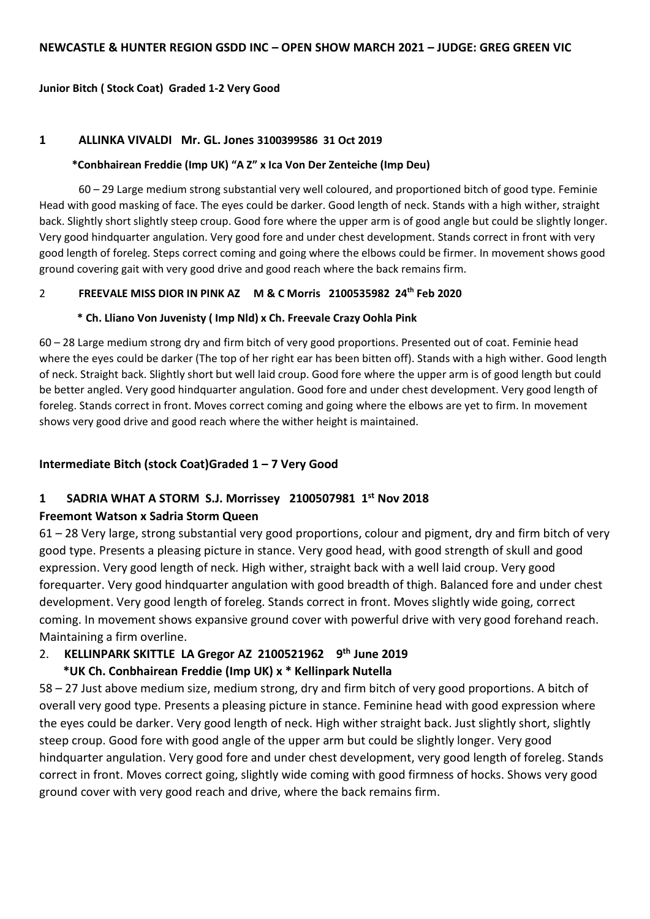**NEWCASTLE & HUNTER REGION GSDD INC – OPEN SHOW MARCH 2021 – JUDGE: GREG GREEN VIC**

**Junior Bitch ( Stock Coat) Graded 1-2 Very Good**

**1 ALLINKA VIVALDI Mr. GL. Jones 3100399586 31 Oct 2019**

**\*Conbhairean Freddie (Imp UK) "A Z" x Ica Von Der Zenteiche (Imp Deu)**

60 – 29 Large medium strong substantial very well coloured, and proportioned bitch of good type. Feminie Head with good masking of face. The eyes could be darker. Good length of neck. Stands with a high wither, straight back. Slightly short slightly steep croup. Good fore where the upper arm is of good angle but could be slightly longer. Very good hindquarter angulation. Very good fore and under chest development. Stands correct in front with very good length of foreleg. Steps correct coming and going where the elbows could be firmer. In movement shows good ground covering gait with very good drive and good reach where the back remains firm.

**2 FREEVALE MISS DIOR IN PINK AZ M & C Morris 2100535982 24th Feb 2020**

**\* Ch. Lliano Von Juvenisty ( Imp Nld) x Ch. Freevale Crazy Oohla Pink**

60 – 28 Large medium strong dry and firm bitch of very good proportions. Presented out of coat. Feminie head where the eyes could be darker (The top of her right ear has been bitten off). Stands with a high wither. Good length of neck. Straight back. Slightly short but well laid croup. Good fore where the upper arm is of good length but could be better angled. Very good hindquarter angulation. Good fore and under chest development. Very good length of foreleg. Stands correct in front. Moves correct coming and going where the elbows are yet to firm. In movement shows very good drive and good reach where the wither height is maintained.

**Intermediate Bitch (stock Coat)Graded 1 – 7 Very Good**

**1 SADRIA WHAT A STORM S.J. Morrissey 2100507981 1st Nov 2018**

**Freemont Watson x Sadria Storm Queen**

61 – 28 Very large, strong substantial very good proportions, colour and pigment, dry and firm bitch of very good type. Presents a pleasing picture in stance. Very good head, with good strength of skull and good expression. Very good length of neck. High wither, straight back with a well laid croup. Very good forequarter. Very good hindquarter angulation with good breadth of thigh. Balanced fore and under chest development. Very good length of foreleg. Stands correct in front. Moves slightly wide going, correct coming. In movement shows expansive ground cover with powerful drive with very good forehand reach. Maintaining a firm overline.

**2. KELLINPARK SKITTLE LA Gregor AZ 2100521962 9th June 2019**

**\*UK Ch. Conbhairean Freddie (Imp UK) x \* Kellinpark Nutella**

58 – 27 Just above medium size, medium strong, dry and firm bitch of very good proportions. A bitch of overall very good type. Presents a pleasing picture in stance. Feminine head with good expression where the eyes could be darker. Very good length of neck. High wither straight back. Just slightly short, slightly steep croup. Good fore with good angle of the upper arm but could be slightly longer. Very good hindquarter angulation. Very good fore and under chest development, very good length of foreleg. Stands correct in front. Moves correct going, slightly wide coming with good firmness of hocks. Shows very good ground cover with very good reach and drive, where the back remains firm.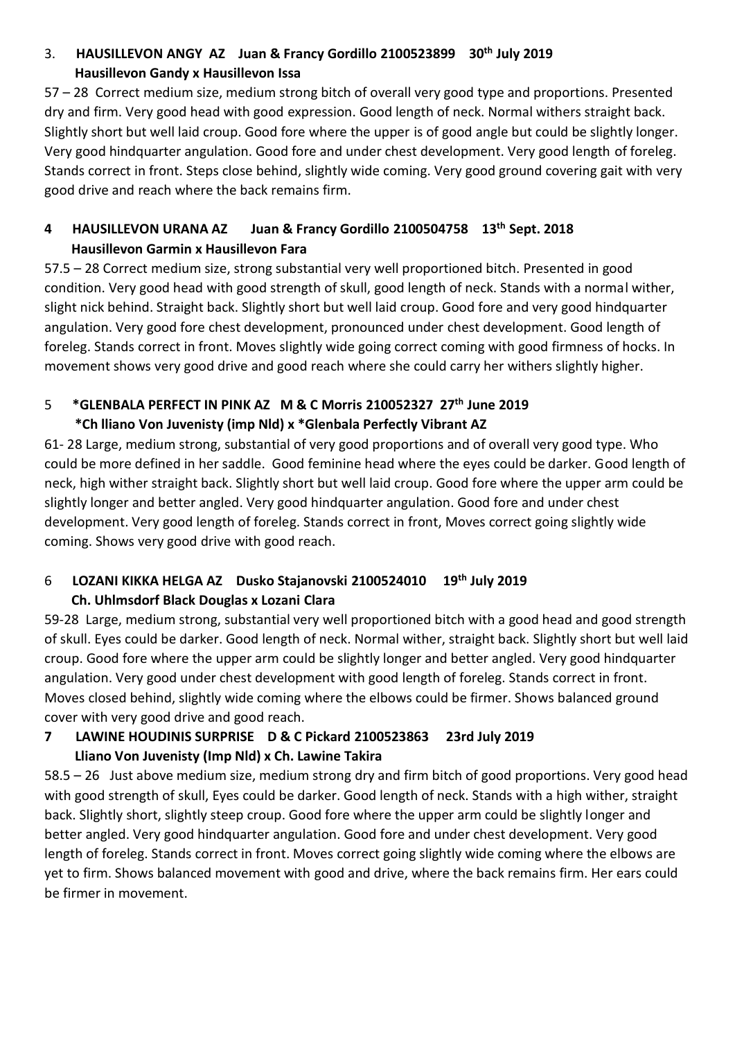3. **HAUSILLEVON ANGY AZ Juan & Francy Gordillo 2100523899 30th July 2019**
**Hausillevon Gandy x Hausillevon Issa**

57 – 28 Correct medium size, medium strong bitch of overall very good type and proportions. Presented dry and firm. Very good head with good expression. Good length of neck. Normal withers straight back. Slightly short but well laid croup. Good fore where the upper is of good angle but could be slightly longer. Very good hindquarter angulation. Good fore and under chest development. Very good length of foreleg. Stands correct in front. Steps close behind, slightly wide coming. Very good ground covering gait with very good drive and reach where the back remains firm.

**4 HAUSILLEVON URANA AZ Juan & Francy Gordillo 2100504758 13th Sept. 2018**
**Hausillevon Garmin x Hausillevon Fara**

57.5 – 28 Correct medium size, strong substantial very well proportioned bitch. Presented in good condition. Very good head with good strength of skull, good length of neck. Stands with a normal wither, slight nick behind. Straight back. Slightly short but well laid croup. Good fore and very good hindquarter angulation. Very good fore chest development, pronounced under chest development. Good length of foreleg. Stands correct in front. Moves slightly wide going correct coming with good firmness of hocks. In movement shows very good drive and good reach where she could carry her withers slightly higher.

5 **\*GLENBALA PERFECT IN PINK AZ M & C Morris 210052327 27th June 2019**
**\*Ch lliano Von Juvenisty (imp Nld) x \*Glenbala Perfectly Vibrant AZ**

61- 28 Large, medium strong, substantial of very good proportions and of overall very good type. Who could be more defined in her saddle. Good feminine head where the eyes could be darker. Good length of neck, high wither straight back. Slightly short but well laid croup. Good fore where the upper arm could be slightly longer and better angled. Very good hindquarter angulation. Good fore and under chest development. Very good length of foreleg. Stands correct in front, Moves correct going slightly wide coming. Shows very good drive with good reach.

6 **LOZANI KIKKA HELGA AZ Dusko Stajanovski 2100524010 19th July 2019**
**Ch. Uhlmsdorf Black Douglas x Lozani Clara**

59-28 Large, medium strong, substantial very well proportioned bitch with a good head and good strength of skull. Eyes could be darker. Good length of neck. Normal wither, straight back. Slightly short but well laid croup. Good fore where the upper arm could be slightly longer and better angled. Very good hindquarter angulation. Very good under chest development with good length of foreleg. Stands correct in front. Moves closed behind, slightly wide coming where the elbows could be firmer. Shows balanced ground cover with very good drive and good reach.

**7 LAWINE HOUDINIS SURPRISE D & C Pickard 2100523863 23rd July 2019**
**Lliano Von Juvenisty (Imp Nld) x Ch. Lawine Takira**

58.5 – 26 Just above medium size, medium strong dry and firm bitch of good proportions. Very good head with good strength of skull, Eyes could be darker. Good length of neck. Stands with a high wither, straight back. Slightly short, slightly steep croup. Good fore where the upper arm could be slightly longer and better angled. Very good hindquarter angulation. Good fore and under chest development. Very good length of foreleg. Stands correct in front. Moves correct going slightly wide coming where the elbows are yet to firm. Shows balanced movement with good and drive, where the back remains firm. Her ears could be firmer in movement.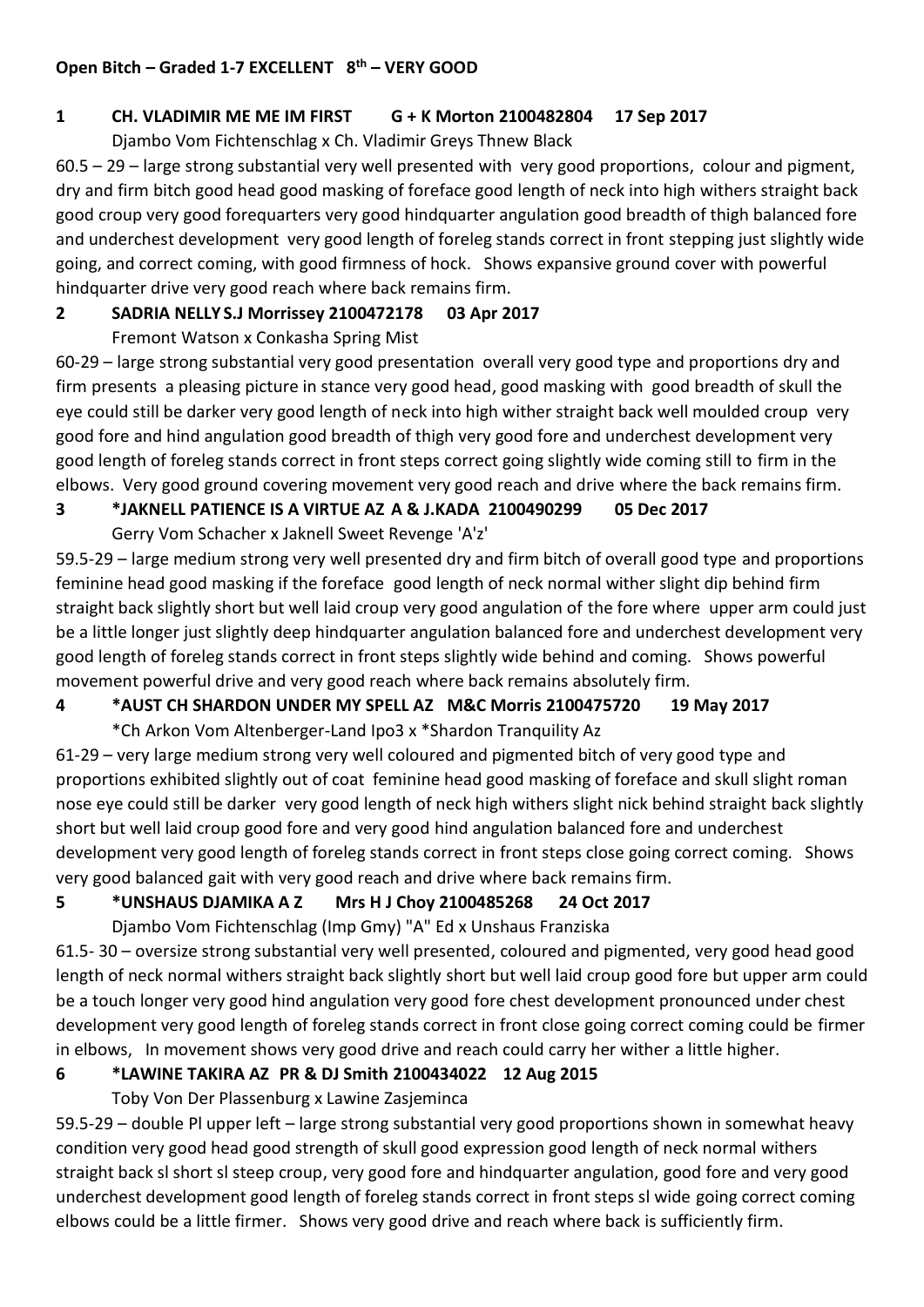**Open Bitch – Graded 1-7 EXCELLENT 8th – VERY GOOD**

**1 CH. VLADIMIR ME ME IM FIRST G + K Morton 2100482804 17 Sep 2017**

Djambo Vom Fichtenschlag x Ch. Vladimir Greys Thnew Black

60.5 – 29 – large strong substantial very well presented with very good proportions, colour and pigment, dry and firm bitch good head good masking of foreface good length of neck into high withers straight back good croup very good forequarters very good hindquarter angulation good breadth of thigh balanced fore and underchest development very good length of foreleg stands correct in front stepping just slightly wide going, and correct coming, with good firmness of hock. Shows expansive ground cover with powerful hindquarter drive very good reach where back remains firm.

**2 SADRIA NELLY S.J Morrissey 2100472178 03 Apr 2017**

Fremont Watson x Conkasha Spring Mist

60-29 – large strong substantial very good presentation overall very good type and proportions dry and firm presents a pleasing picture in stance very good head, good masking with good breadth of skull the eye could still be darker very good length of neck into high wither straight back well moulded croup very good fore and hind angulation good breadth of thigh very good fore and underchest development very good length of foreleg stands correct in front steps correct going slightly wide coming still to firm in the elbows. Very good ground covering movement very good reach and drive where the back remains firm.

**3 *JAKNELL PATIENCE IS A VIRTUE AZ A & J.KADA 2100490299 05 Dec 2017**

Gerry Vom Schacher x Jaknell Sweet Revenge 'A'z'

59.5-29 – large medium strong very well presented dry and firm bitch of overall good type and proportions feminine head good masking if the foreface good length of neck normal wither slight dip behind firm straight back slightly short but well laid croup very good angulation of the fore where upper arm could just be a little longer just slightly deep hindquarter angulation balanced fore and underchest development very good length of foreleg stands correct in front steps slightly wide behind and coming. Shows powerful movement powerful drive and very good reach where back remains absolutely firm.

**4 *AUST CH SHARDON UNDER MY SPELL AZ M&C Morris 2100475720 19 May 2017**

*Ch Arkon Vom Altenberger-Land Ipo3 x *Shardon Tranquility Az

61-29 – very large medium strong very well coloured and pigmented bitch of very good type and proportions exhibited slightly out of coat feminine head good masking of foreface and skull slight roman nose eye could still be darker very good length of neck high withers slight nick behind straight back slightly short but well laid croup good fore and very good hind angulation balanced fore and underchest development very good length of foreleg stands correct in front steps close going correct coming. Shows very good balanced gait with very good reach and drive where back remains firm.

**5 *UNSHAUS DJAMIKA A Z Mrs H J Choy 2100485268 24 Oct 2017**

Djambo Vom Fichtenschlag (Imp Gmy) "A" Ed x Unshaus Franziska

61.5- 30 – oversize strong substantial very well presented, coloured and pigmented, very good head good length of neck normal withers straight back slightly short but well laid croup good fore but upper arm could be a touch longer very good hind angulation very good fore chest development pronounced under chest development very good length of foreleg stands correct in front close going correct coming could be firmer in elbows, In movement shows very good drive and reach could carry her wither a little higher.

**6 *LAWINE TAKIRA AZ PR & DJ Smith 2100434022 12 Aug 2015**

Toby Von Der Plassenburg x Lawine Zasjeminca

59.5-29 – double Pl upper left – large strong substantial very good proportions shown in somewhat heavy condition very good head good strength of skull good expression good length of neck normal withers straight back sl short sl steep croup, very good fore and hindquarter angulation, good fore and very good underchest development good length of foreleg stands correct in front steps sl wide going correct coming elbows could be a little firmer. Shows very good drive and reach where back is sufficiently firm.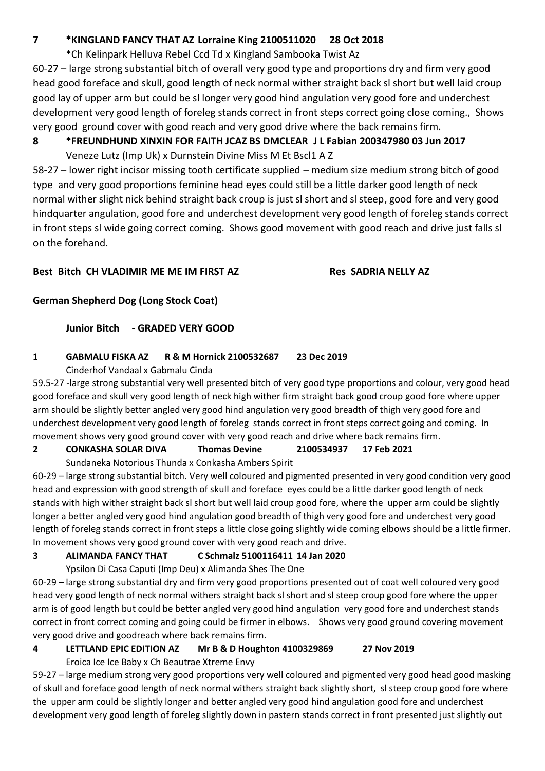**7 \*KINGLAND FANCY THAT AZ Lorraine King 2100511020 28 Oct 2018**

\*Ch Kelinpark Helluva Rebel Ccd Td x Kingland Sambooka Twist Az

60-27 – large strong substantial bitch of overall very good type and proportions dry and firm very good head good foreface and skull, good length of neck normal wither straight back sl short but well laid croup good lay of upper arm but could be sl longer very good hind angulation very good fore and underchest development very good length of foreleg stands correct in front steps correct going close coming., Shows very good ground cover with good reach and very good drive where the back remains firm.

**8 \*FREUNDHUND XINXIN FOR FAITH JCAZ BS DMCLEAR J L Fabian 200347980 03 Jun 2017**

Veneze Lutz (Imp Uk) x Durnstein Divine Miss M Et Bscl1 A Z

58-27 – lower right incisor missing tooth certificate supplied – medium size medium strong bitch of good type and very good proportions feminine head eyes could still be a little darker good length of neck normal wither slight nick behind straight back croup is just sl short and sl steep, good fore and very good hindquarter angulation, good fore and underchest development very good length of foreleg stands correct in front steps sl wide going correct coming. Shows good movement with good reach and drive just falls sl on the forehand.

**Best Bitch CH VLADIMIR ME ME IM FIRST AZ Res SADRIA NELLY AZ**

## German Shepherd Dog (Long Stock Coat)

### Junior Bitch - GRADED VERY GOOD

**1 GABMALU FISKA AZ R & M Hornick 2100532687 23 Dec 2019**

Cinderhof Vandaal x Gabmalu Cinda

59.5-27 -large strong substantial very well presented bitch of very good type proportions and colour, very good head good foreface and skull very good length of neck high wither firm straight back good croup good fore where upper arm should be slightly better angled very good hind angulation very good breadth of thigh very good fore and underchest development very good length of foreleg stands correct in front steps correct going and coming. In movement shows very good ground cover with very good reach and drive where back remains firm.

**2 CONKASHA SOLAR DIVA Thomas Devine 2100534937 17 Feb 2021**

Sundaneka Notorious Thunda x Conkasha Ambers Spirit

60-29 – large strong substantial bitch. Very well coloured and pigmented presented in very good condition very good head and expression with good strength of skull and foreface eyes could be a little darker good length of neck stands with high wither straight back sl short but well laid croup good fore, where the upper arm could be slightly longer a better angled very good hind angulation good breadth of thigh very good fore and underchest very good length of foreleg stands correct in front steps a little close going slightly wide coming elbows should be a little firmer. In movement shows very good ground cover with very good reach and drive.

**3 ALIMANDA FANCY THAT C Schmalz 5100116411 14 Jan 2020**

Ypsilon Di Casa Caputi (Imp Deu) x Alimanda Shes The One

60-29 – large strong substantial dry and firm very good proportions presented out of coat well coloured very good head very good length of neck normal withers straight back sl short and sl steep croup good fore where the upper arm is of good length but could be better angled very good hind angulation very good fore and underchest stands correct in front correct coming and going could be firmer in elbows. Shows very good ground covering movement very good drive and goodreach where back remains firm.

**4 LETTLAND EPIC EDITION AZ Mr B & D Houghton 4100329869 27 Nov 2019**

Eroica Ice Ice Baby x Ch Beautrae Xtreme Envy

59-27 – large medium strong very good proportions very well coloured and pigmented very good head good masking of skull and foreface good length of neck normal withers straight back slightly short, sl steep croup good fore where the upper arm could be slightly longer and better angled very good hind angulation good fore and underchest development very good length of foreleg slightly down in pastern stands correct in front presented just slightly out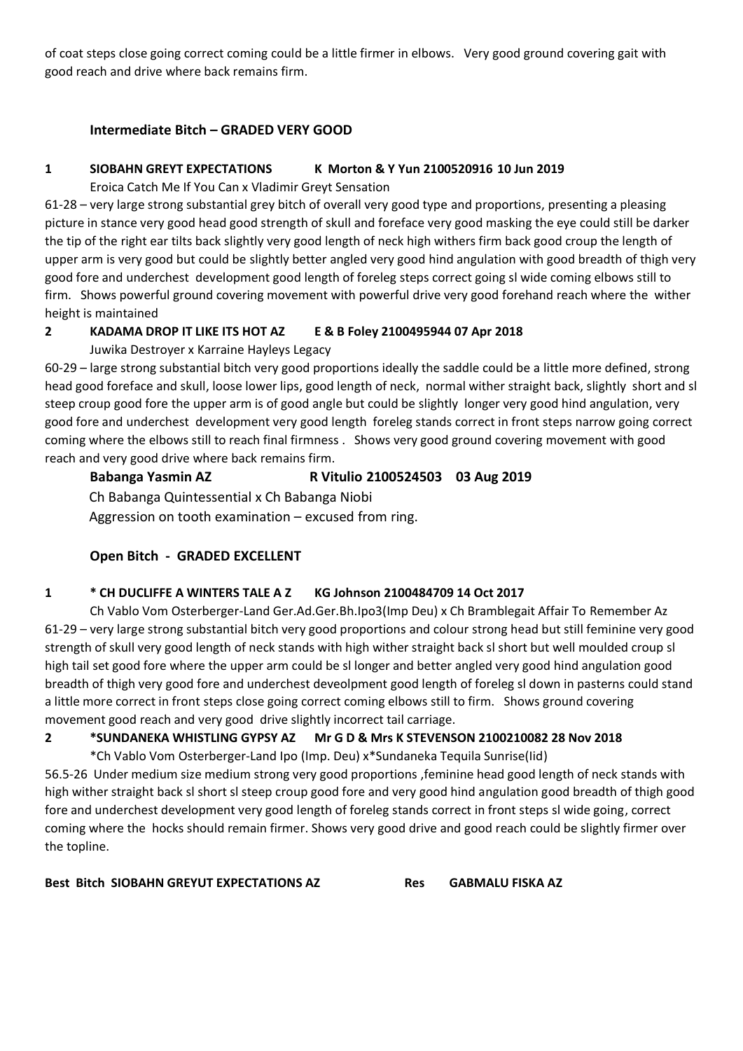of coat steps close going correct coming could be a little firmer in elbows. Very good ground covering gait with good reach and drive where back remains firm.

### Intermediate Bitch – GRADED VERY GOOD

**1 SIOBAHN GREYT EXPECTATIONS K Morton & Y Yun 2100520916 10 Jun 2019**

Eroica Catch Me If You Can x Vladimir Greyt Sensation

61-28 – very large strong substantial grey bitch of overall very good type and proportions, presenting a pleasing picture in stance very good head good strength of skull and foreface very good masking the eye could still be darker the tip of the right ear tilts back slightly very good length of neck high withers firm back good croup the length of upper arm is very good but could be slightly better angled very good hind angulation with good breadth of thigh very good fore and underchest development good length of foreleg steps correct going sl wide coming elbows still to firm. Shows powerful ground covering movement with powerful drive very good forehand reach where the wither height is maintained

**2 KADAMA DROP IT LIKE ITS HOT AZ E & B Foley 2100495944 07 Apr 2018**

Juwika Destroyer x Karraine Hayleys Legacy

60-29 – large strong substantial bitch very good proportions ideally the saddle could be a little more defined, strong head good foreface and skull, loose lower lips, good length of neck, normal wither straight back, slightly short and sl steep croup good fore the upper arm is of good angle but could be slightly longer very good hind angulation, very good fore and underchest development very good length foreleg stands correct in front steps narrow going correct coming where the elbows still to reach final firmness . Shows very good ground covering movement with good reach and very good drive where back remains firm.

**Babanga Yasmin AZ R Vitulio 2100524503 03 Aug 2019**

Ch Babanga Quintessential x Ch Babanga Niobi

Aggression on tooth examination – excused from ring.

### Open Bitch - GRADED EXCELLENT

**1 * CH DUCLIFFE A WINTERS TALE A Z KG Johnson 2100484709 14 Oct 2017**

Ch Vablo Vom Osterberger-Land Ger.Ad.Ger.Bh.Ipo3(Imp Deu) x Ch Bramblegait Affair To Remember Az

61-29 – very large strong substantial bitch very good proportions and colour strong head but still feminine very good strength of skull very good length of neck stands with high wither straight back sl short but well moulded croup sl high tail set good fore where the upper arm could be sl longer and better angled very good hind angulation good breadth of thigh very good fore and underchest deveolpment good length of foreleg sl down in pasterns could stand a little more correct in front steps close going correct coming elbows still to firm. Shows ground covering movement good reach and very good drive slightly incorrect tail carriage.

**2 *SUNDANEKA WHISTLING GYPSY AZ Mr G D & Mrs K STEVENSON 2100210082 28 Nov 2018**

*Ch Vablo Vom Osterberger-Land Ipo (Imp. Deu) x*Sundaneka Tequila Sunrise(Iid)

56.5-26 Under medium size medium strong very good proportions ,feminine head good length of neck stands with high wither straight back sl short sl steep croup good fore and very good hind angulation good breadth of thigh good fore and underchest development very good length of foreleg stands correct in front steps sl wide going, correct coming where the hocks should remain firmer. Shows very good drive and good reach could be slightly firmer over the topline.

**Best Bitch SIOBAHN GREYUT EXPECTATIONS AZ Res GABMALU FISKA AZ**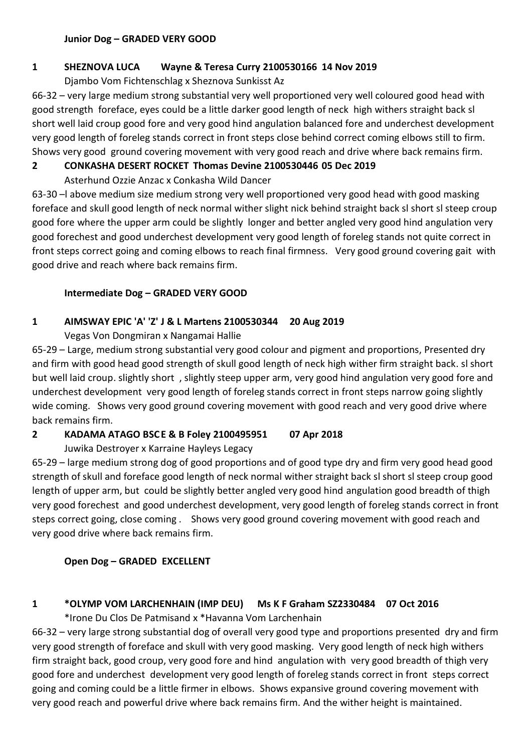**Junior Dog – GRADED VERY GOOD**

**1 SHEZNOVA LUCA Wayne & Teresa Curry 2100530166 14 Nov 2019**

Djambo Vom Fichtenschlag x Sheznova Sunkisst Az

66-32 – very large medium strong substantial very well proportioned very well coloured good head with good strength foreface, eyes could be a little darker good length of neck high withers straight back sl short well laid croup good fore and very good hind angulation balanced fore and underchest development very good length of foreleg stands correct in front steps close behind correct coming elbows still to firm. Shows very good ground covering movement with very good reach and drive where back remains firm.

**2 CONKASHA DESERT ROCKET Thomas Devine 2100530446 05 Dec 2019**

Asterhund Ozzie Anzac x Conkasha Wild Dancer

63-30 –l above medium size medium strong very well proportioned very good head with good masking foreface and skull good length of neck normal wither slight nick behind straight back sl short sl steep croup good fore where the upper arm could be slightly longer and better angled very good hind angulation very good forechest and good underchest development very good length of foreleg stands not quite correct in front steps correct going and coming elbows to reach final firmness. Very good ground covering gait with good drive and reach where back remains firm.

**Intermediate Dog – GRADED VERY GOOD**

**1 AIMSWAY EPIC 'A' 'Z' J & L Martens 2100530344 20 Aug 2019**

Vegas Von Dongmiran x Nangamai Hallie

65-29 – Large, medium strong substantial very good colour and pigment and proportions, Presented dry and firm with good head good strength of skull good length of neck high wither firm straight back. sl short but well laid croup. slightly short , slightly steep upper arm, very good hind angulation very good fore and underchest development very good length of foreleg stands correct in front steps narrow going slightly wide coming. Shows very good ground covering movement with good reach and very good drive where back remains firm.

**2 KADAMA ATAGO BSCE & B Foley 2100495951 07 Apr 2018**

Juwika Destroyer x Karraine Hayleys Legacy

65-29 – large medium strong dog of good proportions and of good type dry and firm very good head good strength of skull and foreface good length of neck normal wither straight back sl short sl steep croup good length of upper arm, but could be slightly better angled very good hind angulation good breadth of thigh very good forechest and good underchest development, very good length of foreleg stands correct in front steps correct going, close coming . Shows very good ground covering movement with good reach and very good drive where back remains firm.

**Open Dog – GRADED EXCELLENT**

**1 *OLYMP VOM LARCHENHAIN (IMP DEU) Ms K F Graham SZ2330484 07 Oct 2016**

*Irone Du Clos De Patmisand x *Havanna Vom Larchenhain

66-32 – very large strong substantial dog of overall very good type and proportions presented dry and firm very good strength of foreface and skull with very good masking. Very good length of neck high withers firm straight back, good croup, very good fore and hind angulation with very good breadth of thigh very good fore and underchest development very good length of foreleg stands correct in front steps correct going and coming could be a little firmer in elbows. Shows expansive ground covering movement with very good reach and powerful drive where back remains firm. And the wither height is maintained.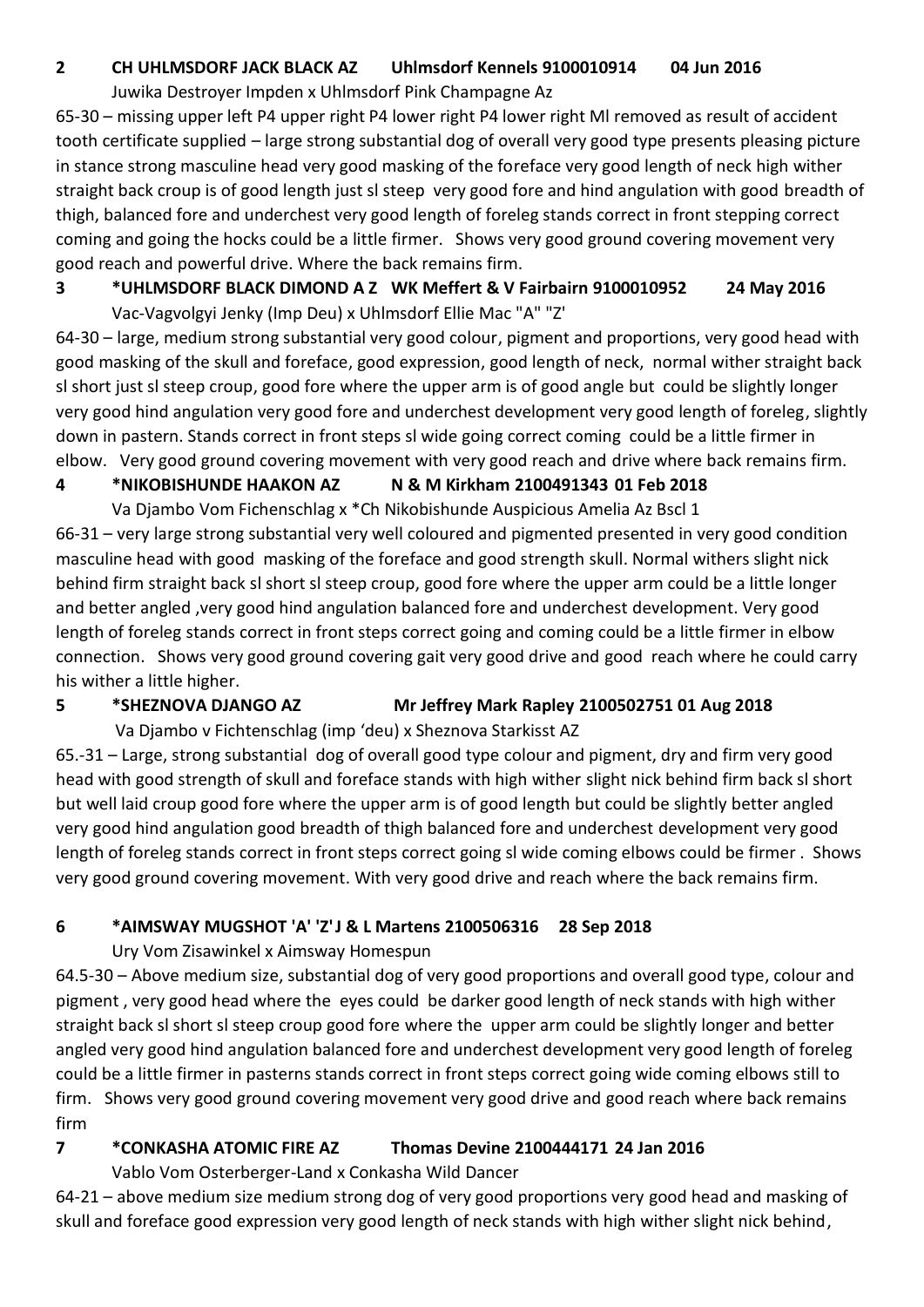**2 CH UHLMSDORF JACK BLACK AZ Uhlmsdorf Kennels 9100010914 04 Jun 2016**

Juwika Destroyer Impden x Uhlmsdorf Pink Champagne Az

65-30 – missing upper left P4 upper right P4 lower right P4 lower right Ml removed as result of accident tooth certificate supplied – large strong substantial dog of overall very good type presents pleasing picture in stance strong masculine head very good masking of the foreface very good length of neck high wither straight back croup is of good length just sl steep very good fore and hind angulation with good breadth of thigh, balanced fore and underchest very good length of foreleg stands correct in front stepping correct coming and going the hocks could be a little firmer. Shows very good ground covering movement very good reach and powerful drive. Where the back remains firm.

**3 *UHLMSDORF BLACK DIMOND A Z WK Meffert & V Fairbairn 9100010952 24 May 2016**

Vac-Vagvolgyi Jenky (Imp Deu) x Uhlmsdorf Ellie Mac "A" "Z'

64-30 – large, medium strong substantial very good colour, pigment and proportions, very good head with good masking of the skull and foreface, good expression, good length of neck, normal wither straight back sl short just sl steep croup, good fore where the upper arm is of good angle but could be slightly longer very good hind angulation very good fore and underchest development very good length of foreleg, slightly down in pastern. Stands correct in front steps sl wide going correct coming could be a little firmer in elbow. Very good ground covering movement with very good reach and drive where back remains firm.

**4 *NIKOBISHUNDE HAAKON AZ N & M Kirkham 2100491343 01 Feb 2018**

Va Djambo Vom Fichenschlag x *Ch Nikobishunde Auspicious Amelia Az Bscl 1

66-31 – very large strong substantial very well coloured and pigmented presented in very good condition masculine head with good masking of the foreface and good strength skull. Normal withers slight nick behind firm straight back sl short sl steep croup, good fore where the upper arm could be a little longer and better angled ,very good hind angulation balanced fore and underchest development. Very good length of foreleg stands correct in front steps correct going and coming could be a little firmer in elbow connection. Shows very good ground covering gait very good drive and good reach where he could carry his wither a little higher.

**5 *SHEZNOVA DJANGO AZ Mr Jeffrey Mark Rapley 2100502751 01 Aug 2018**

Va Djambo v Fichtenschlag (imp 'deu) x Sheznova Starkisst AZ

65.-31 – Large, strong substantial dog of overall good type colour and pigment, dry and firm very good head with good strength of skull and foreface stands with high wither slight nick behind firm back sl short but well laid croup good fore where the upper arm is of good length but could be slightly better angled very good hind angulation good breadth of thigh balanced fore and underchest development very good length of foreleg stands correct in front steps correct going sl wide coming elbows could be firmer . Shows very good ground covering movement. With very good drive and reach where the back remains firm.

**6 *AIMSWAY MUGSHOT 'A' 'Z' J & L Martens 2100506316 28 Sep 2018**

Ury Vom Zisawinkel x Aimsway Homespun

64.5-30 – Above medium size, substantial dog of very good proportions and overall good type, colour and pigment , very good head where the eyes could be darker good length of neck stands with high wither straight back sl short sl steep croup good fore where the upper arm could be slightly longer and better angled very good hind angulation balanced fore and underchest development very good length of foreleg could be a little firmer in pasterns stands correct in front steps correct going wide coming elbows still to firm. Shows very good ground covering movement very good drive and good reach where back remains firm

**7 *CONKASHA ATOMIC FIRE AZ Thomas Devine 2100444171 24 Jan 2016**

Vablo Vom Osterberger-Land x Conkasha Wild Dancer

64-21 – above medium size medium strong dog of very good proportions very good head and masking of skull and foreface good expression very good length of neck stands with high wither slight nick behind,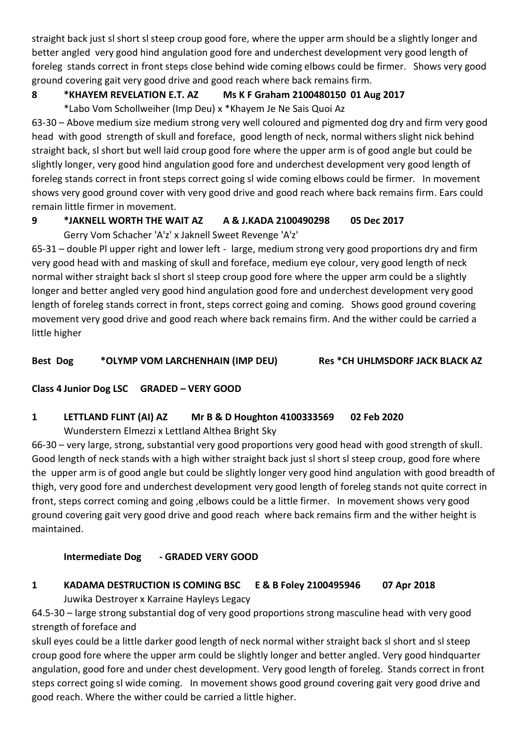straight back just sl short sl steep croup good fore, where the upper arm should be a slightly longer and better angled very good hind angulation good fore and underchest development very good length of foreleg stands correct in front steps close behind wide coming elbows could be firmer. Shows very good ground covering gait very good drive and good reach where back remains firm.

**8 *KHAYEM REVELATION E.T. AZ Ms K F Graham 2100480150 01 Aug 2017**

*Labo Vom Schollweiher (Imp Deu) x *Khayem Je Ne Sais Quoi Az

63-30 – Above medium size medium strong very well coloured and pigmented dog dry and firm very good head with good strength of skull and foreface, good length of neck, normal withers slight nick behind straight back, sl short but well laid croup good fore where the upper arm is of good angle but could be slightly longer, very good hind angulation good fore and underchest development very good length of foreleg stands correct in front steps correct going sl wide coming elbows could be firmer. In movement shows very good ground cover with very good drive and good reach where back remains firm. Ears could remain little firmer in movement.

**9 *JAKNELL WORTH THE WAIT AZ A & J.KADA 2100490298 05 Dec 2017**

Gerry Vom Schacher 'A'z' x Jaknell Sweet Revenge 'A'z'

65-31 – double Pl upper right and lower left - large, medium strong very good proportions dry and firm very good head with and masking of skull and foreface, medium eye colour, very good length of neck normal wither straight back sl short sl steep croup good fore where the upper arm could be a slightly longer and better angled very good hind angulation good fore and underchest development very good length of foreleg stands correct in front, steps correct going and coming. Shows good ground covering movement very good drive and good reach where back remains firm. And the wither could be carried a little higher

**Best Dog *OLYMP VOM LARCHENHAIN (IMP DEU) Res *CH UHLMSDORF JACK BLACK AZ**

**Class 4 Junior Dog LSC GRADED – VERY GOOD**

**1 LETTLAND FLINT (AI) AZ Mr B & D Houghton 4100333569 02 Feb 2020**

Wunderstern Elmezzi x Lettland Althea Bright Sky

66-30 – very large, strong, substantial very good proportions very good head with good strength of skull. Good length of neck stands with a high wither straight back just sl short sl steep croup, good fore where the upper arm is of good angle but could be slightly longer very good hind angulation with good breadth of thigh, very good fore and underchest development very good length of foreleg stands not quite correct in front, steps correct coming and going ,elbows could be a little firmer. In movement shows very good ground covering gait very good drive and good reach where back remains firm and the wither height is maintained.

**Intermediate Dog - GRADED VERY GOOD**

**1 KADAMA DESTRUCTION IS COMING BSC E & B Foley 2100495946 07 Apr 2018**

Juwika Destroyer x Karraine Hayleys Legacy

64.5-30 – large strong substantial dog of very good proportions strong masculine head with very good strength of foreface and

skull eyes could be a little darker good length of neck normal wither straight back sl short and sl steep croup good fore where the upper arm could be slightly longer and better angled. Very good hindquarter angulation, good fore and under chest development. Very good length of foreleg. Stands correct in front steps correct going sl wide coming. In movement shows good ground covering gait very good drive and good reach. Where the wither could be carried a little higher.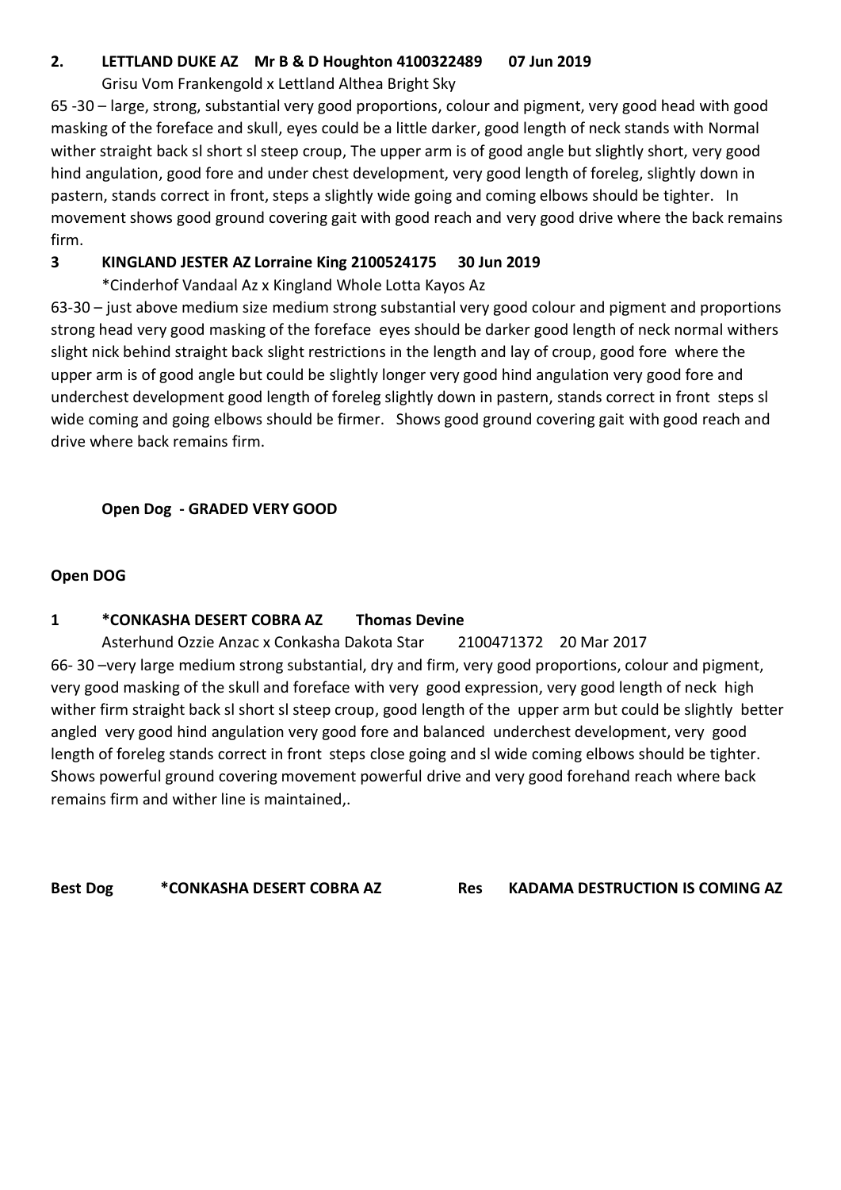**2. LETTLAND DUKE AZ Mr B & D Houghton 4100322489 07 Jun 2019**

Grisu Vom Frankengold x Lettland Althea Bright Sky

65 -30 – large, strong, substantial very good proportions, colour and pigment, very good head with good masking of the foreface and skull, eyes could be a little darker, good length of neck stands with Normal wither straight back sl short sl steep croup, The upper arm is of good angle but slightly short, very good hind angulation, good fore and under chest development, very good length of foreleg, slightly down in pastern, stands correct in front, steps a slightly wide going and coming elbows should be tighter. In movement shows good ground covering gait with good reach and very good drive where the back remains firm.

**3 KINGLAND JESTER AZ Lorraine King 2100524175 30 Jun 2019**

*Cinderhof Vandaal Az x Kingland Whole Lotta Kayos Az

63-30 – just above medium size medium strong substantial very good colour and pigment and proportions strong head very good masking of the foreface eyes should be darker good length of neck normal withers slight nick behind straight back slight restrictions in the length and lay of croup, good fore where the upper arm is of good angle but could be slightly longer very good hind angulation very good fore and underchest development good length of foreleg slightly down in pastern, stands correct in front steps sl wide coming and going elbows should be firmer. Shows good ground covering gait with good reach and drive where back remains firm.

**Open Dog - GRADED VERY GOOD**

**Open DOG**

**1 *CONKASHA DESERT COBRA AZ Thomas Devine**

Asterhund Ozzie Anzac x Conkasha Dakota Star 2100471372 20 Mar 2017

66- 30 –very large medium strong substantial, dry and firm, very good proportions, colour and pigment, very good masking of the skull and foreface with very good expression, very good length of neck high wither firm straight back sl short sl steep croup, good length of the upper arm but could be slightly better angled very good hind angulation very good fore and balanced underchest development, very good length of foreleg stands correct in front steps close going and sl wide coming elbows should be tighter. Shows powerful ground covering movement powerful drive and very good forehand reach where back remains firm and wither line is maintained,.

**Best Dog *CONKASHA DESERT COBRA AZ Res KADAMA DESTRUCTION IS COMING AZ**